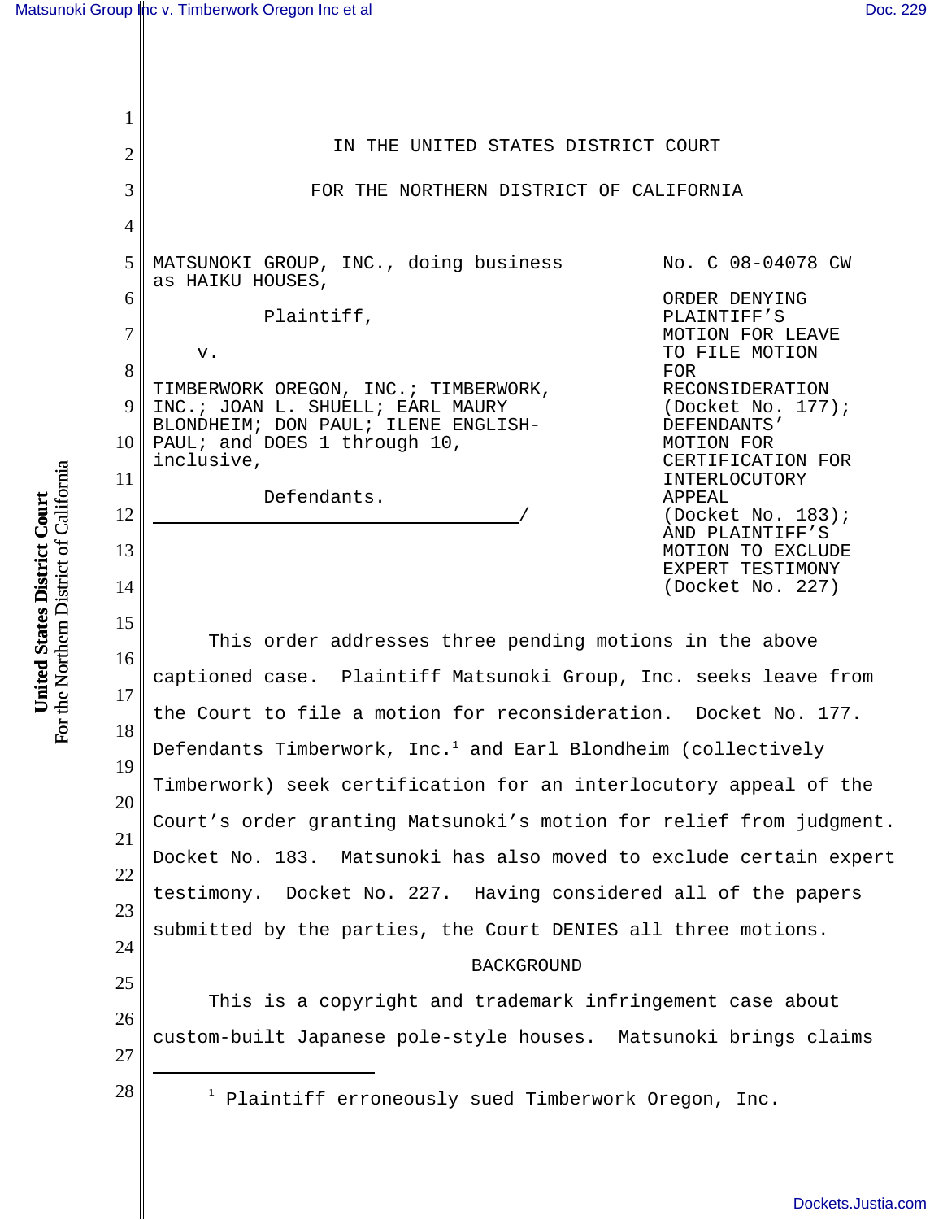IN THE UNITED STATES DISTRICT COURT

FOR THE NORTHERN DISTRICT OF CALIFORNIA

MATSUNOKI GROUP, INC., doing business as HAIKU HOUSES,

Plaintiff,

v.

TIMBERWORK OREGON, INC.; TIMBERWORK, INC.; JOAN L. SHUELL; EARL MAURY BLONDHEIM; DON PAUL; ILENE ENGLISH-PAUL; and DOES 1 through 10, inclusive,

Defendants.

No. C 08-04078 CW

ORDER DENYING PLAINTIFF'S MOTION FOR LEAVE TO FILE MOTION FOR RECONSIDERATION (Docket No. 177); DEFENDANTS' MOTION FOR CERTIFICATION FOR INTERLOCUTORY APPEAL (Docket No. 183); AND PLAINTIFF'S MOTION TO EXCLUDE EXPERT TESTIMONY (Docket No. 227)

This order addresses three pending motions in the above captioned case. Plaintiff Matsunoki Group, Inc. seeks leave from the Court to file a motion for reconsideration. Docket No. 177. Defendants Timberwork, Inc.[1] and Earl Blondheim (collectively Timberwork) seek certification for an interlocutory appeal of the Court's order granting Matsunoki's motion for relief from judgment. Docket No. 183. Matsunoki has also moved to exclude certain expert testimony. Docket No. 227. Having considered all of the papers submitted by the parties, the Court DENIES all three motions.

BACKGROUND

This is a copyright and trademark infringement case about custom-built Japanese pole-style houses. Matsunoki brings claims

[1] Plaintiff erroneously sued Timberwork Oregon, Inc.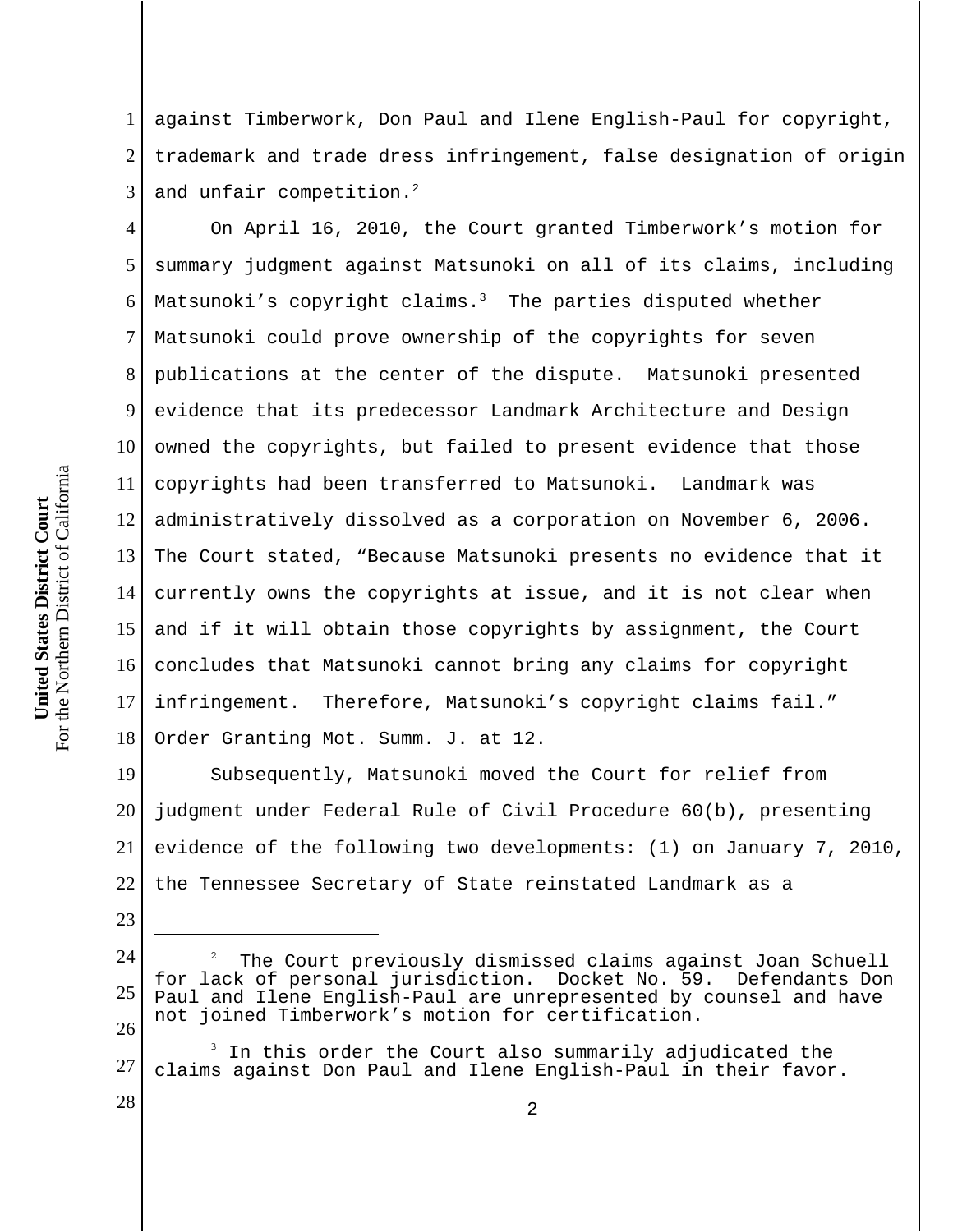against Timberwork, Don Paul and Ilene English-Paul for copyright, trademark and trade dress infringement, false designation of origin and unfair competition.[2]

On April 16, 2010, the Court granted Timberwork's motion for summary judgment against Matsunoki on all of its claims, including Matsunoki's copyright claims.[3] The parties disputed whether Matsunoki could prove ownership of the copyrights for seven publications at the center of the dispute. Matsunoki presented evidence that its predecessor Landmark Architecture and Design owned the copyrights, but failed to present evidence that those copyrights had been transferred to Matsunoki. Landmark was administratively dissolved as a corporation on November 6, 2006. The Court stated, "Because Matsunoki presents no evidence that it currently owns the copyrights at issue, and it is not clear when and if it will obtain those copyrights by assignment, the Court concludes that Matsunoki cannot bring any claims for copyright infringement. Therefore, Matsunoki's copyright claims fail." Order Granting Mot. Summ. J. at 12.

Subsequently, Matsunoki moved the Court for relief from judgment under Federal Rule of Civil Procedure 60(b), presenting evidence of the following two developments: (1) on January 7, 2010, the Tennessee Secretary of State reinstated Landmark as a

---

[2] The Court previously dismissed claims against Joan Schuell for lack of personal jurisdiction. Docket No. 59. Defendants Don Paul and Ilene English-Paul are unrepresented by counsel and have not joined Timberwork's motion for certification.

[3] In this order the Court also summarily adjudicated the claims against Don Paul and Ilene English-Paul in their favor.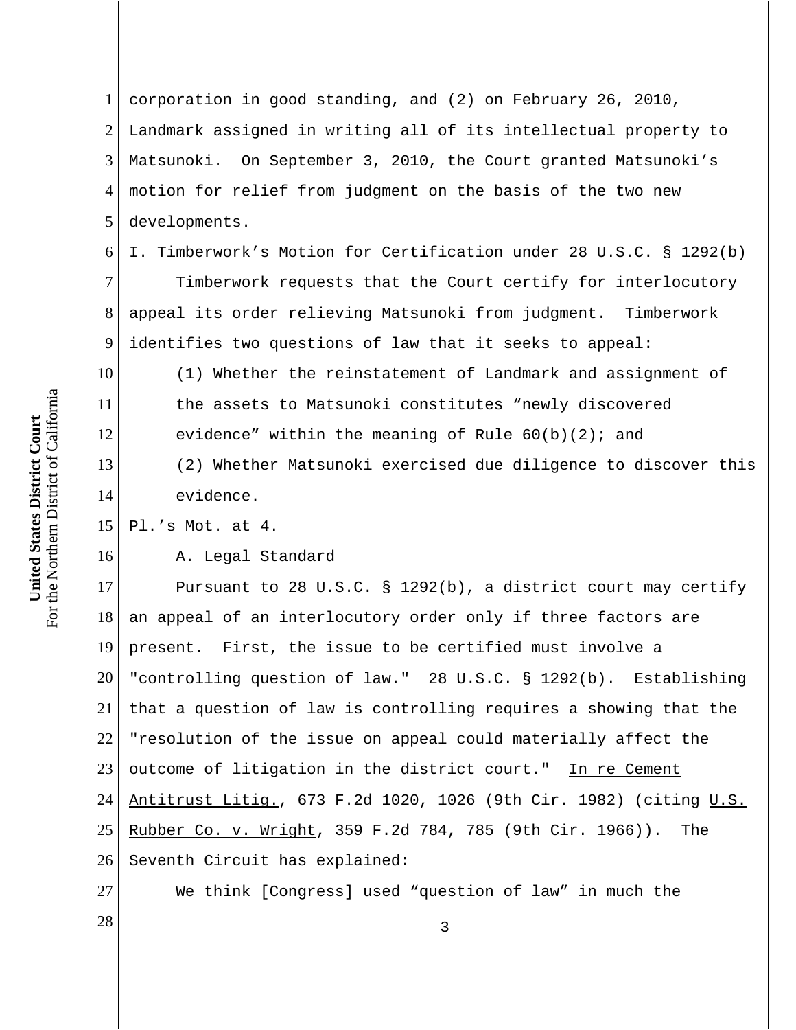corporation in good standing, and (2) on February 26, 2010, Landmark assigned in writing all of its intellectual property to Matsunoki. On September 3, 2010, the Court granted Matsunoki's motion for relief from judgment on the basis of the two new developments.

## I. Timberwork's Motion for Certification under 28 U.S.C. § 1292(b)

Timberwork requests that the Court certify for interlocutory appeal its order relieving Matsunoki from judgment. Timberwork identifies two questions of law that it seeks to appeal:

> (1) Whether the reinstatement of Landmark and assignment of the assets to Matsunoki constitutes "newly discovered evidence" within the meaning of Rule 60(b)(2); and
>
> (2) Whether Matsunoki exercised due diligence to discover this evidence.

Pl.'s Mot. at 4.

### A. Legal Standard

Pursuant to 28 U.S.C. § 1292(b), a district court may certify an appeal of an interlocutory order only if three factors are present. First, the issue to be certified must involve a "controlling question of law." 28 U.S.C. § 1292(b). Establishing that a question of law is controlling requires a showing that the "resolution of the issue on appeal could materially affect the outcome of litigation in the district court." In re Cement Antitrust Litig., 673 F.2d 1020, 1026 (9th Cir. 1982) (citing U.S. Rubber Co. v. Wright, 359 F.2d 784, 785 (9th Cir. 1966)). The Seventh Circuit has explained:

> We think [Congress] used "question of law" in much the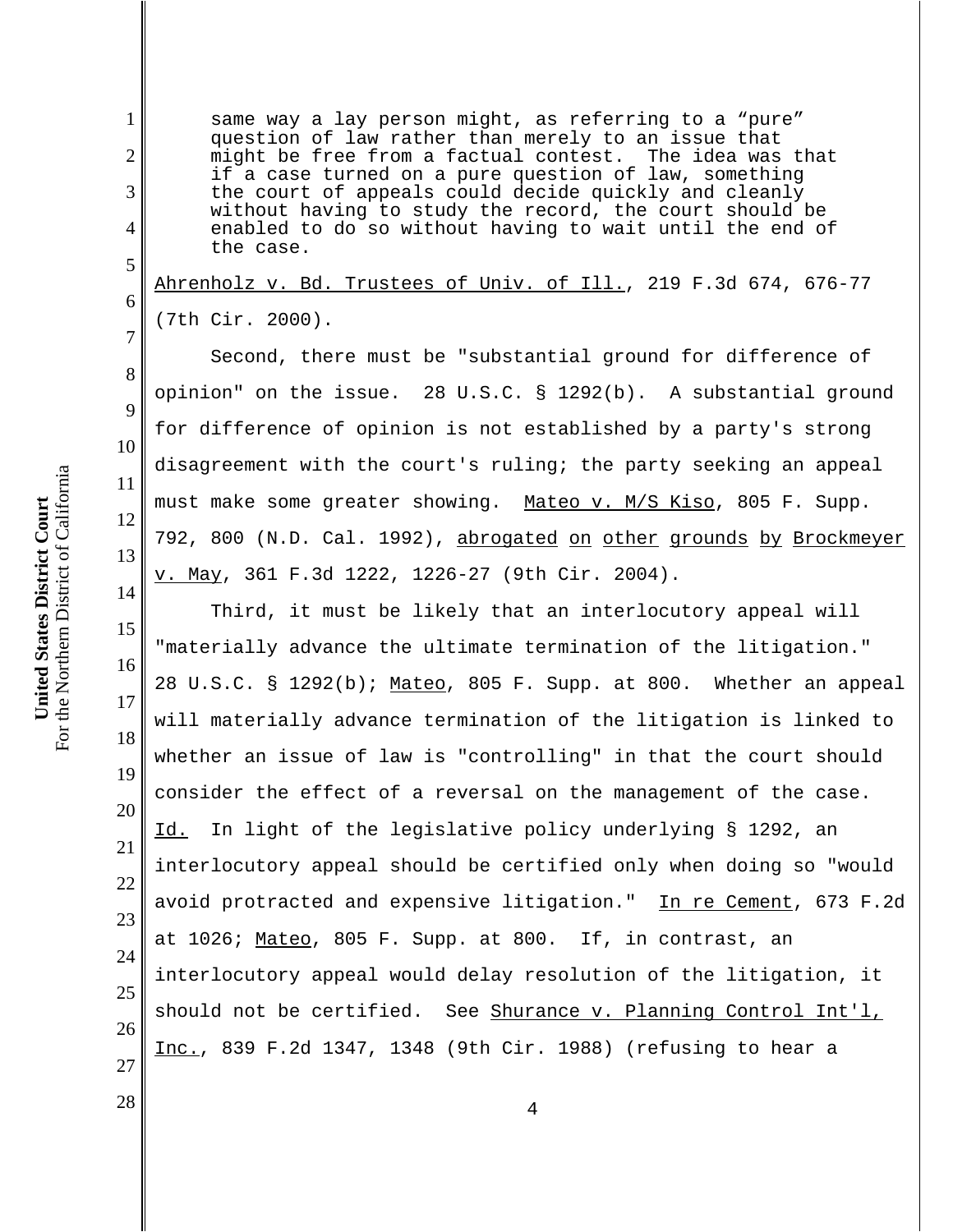> same way a lay person might, as referring to a "pure" question of law rather than merely to an issue that might be free from a factual contest. The idea was that if a case turned on a pure question of law, something the court of appeals could decide quickly and cleanly without having to study the record, the court should be enabled to do so without having to wait until the end of the case.

Ahrenholz v. Bd. Trustees of Univ. of Ill., 219 F.3d 674, 676-77 (7th Cir. 2000).

Second, there must be "substantial ground for difference of opinion" on the issue. 28 U.S.C. § 1292(b). A substantial ground for difference of opinion is not established by a party's strong disagreement with the court's ruling; the party seeking an appeal must make some greater showing. Mateo v. M/S Kiso, 805 F. Supp. 792, 800 (N.D. Cal. 1992), abrogated on other grounds by Brockmeyer v. May, 361 F.3d 1222, 1226-27 (9th Cir. 2004).

Third, it must be likely that an interlocutory appeal will "materially advance the ultimate termination of the litigation." 28 U.S.C. § 1292(b); Mateo, 805 F. Supp. at 800. Whether an appeal will materially advance termination of the litigation is linked to whether an issue of law is "controlling" in that the court should consider the effect of a reversal on the management of the case. Id. In light of the legislative policy underlying § 1292, an interlocutory appeal should be certified only when doing so "would avoid protracted and expensive litigation." In re Cement, 673 F.2d at 1026; Mateo, 805 F. Supp. at 800. If, in contrast, an interlocutory appeal would delay resolution of the litigation, it should not be certified. See Shurance v. Planning Control Int'l, Inc., 839 F.2d 1347, 1348 (9th Cir. 1988) (refusing to hear a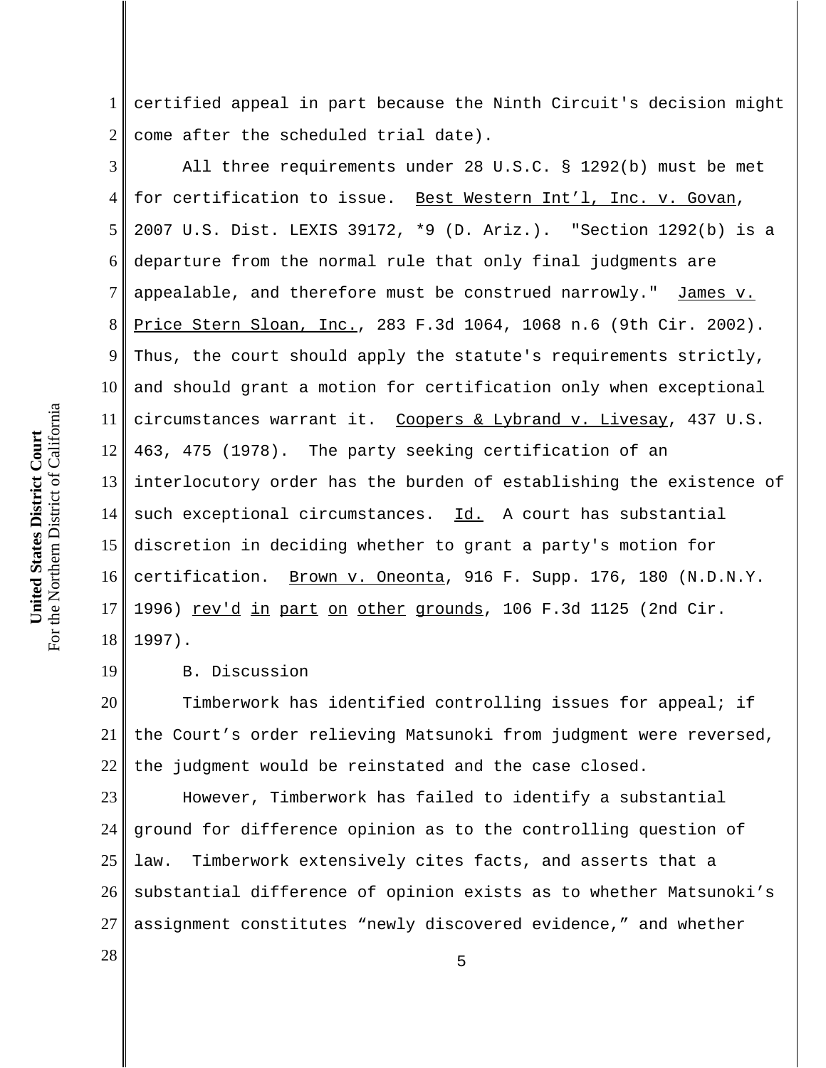certified appeal in part because the Ninth Circuit's decision might come after the scheduled trial date).

All three requirements under 28 U.S.C. § 1292(b) must be met for certification to issue. Best Western Int'l, Inc. v. Govan, 2007 U.S. Dist. LEXIS 39172, *9 (D. Ariz.). "Section 1292(b) is a departure from the normal rule that only final judgments are appealable, and therefore must be construed narrowly." James v. Price Stern Sloan, Inc., 283 F.3d 1064, 1068 n.6 (9th Cir. 2002). Thus, the court should apply the statute's requirements strictly, and should grant a motion for certification only when exceptional circumstances warrant it. Coopers & Lybrand v. Livesay, 437 U.S. 463, 475 (1978). The party seeking certification of an interlocutory order has the burden of establishing the existence of such exceptional circumstances. Id. A court has substantial discretion in deciding whether to grant a party's motion for certification. Brown v. Oneonta, 916 F. Supp. 176, 180 (N.D.N.Y. 1996) rev'd in part on other grounds, 106 F.3d 1125 (2nd Cir. 1997).

B. Discussion

Timberwork has identified controlling issues for appeal; if the Court's order relieving Matsunoki from judgment were reversed, the judgment would be reinstated and the case closed.

However, Timberwork has failed to identify a substantial ground for difference opinion as to the controlling question of law. Timberwork extensively cites facts, and asserts that a substantial difference of opinion exists as to whether Matsunoki's assignment constitutes "newly discovered evidence," and whether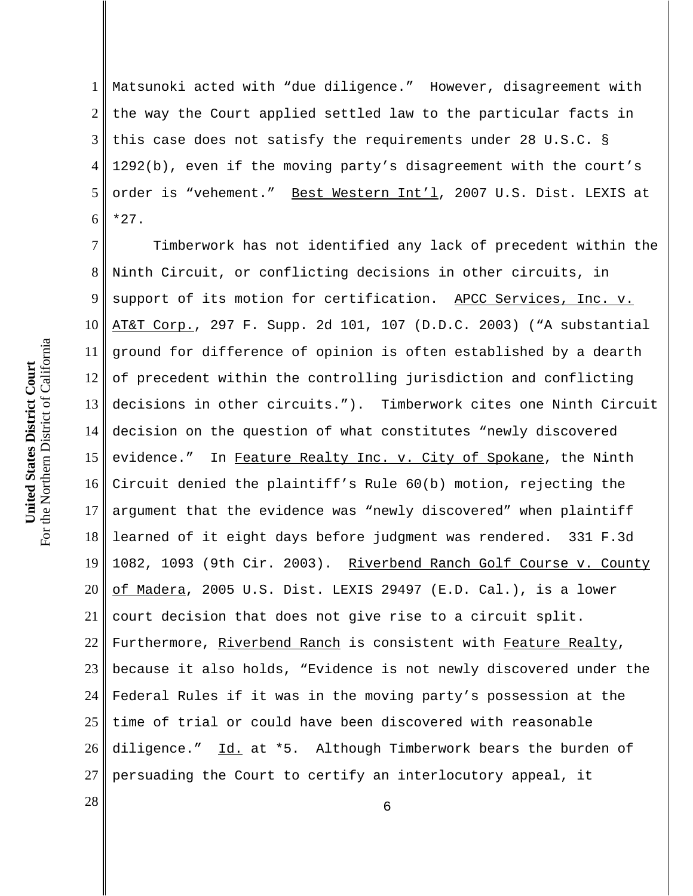Matsunoki acted with "due diligence." However, disagreement with the way the Court applied settled law to the particular facts in this case does not satisfy the requirements under 28 U.S.C. § 1292(b), even if the moving party's disagreement with the court's order is "vehement." Best Western Int'l, 2007 U.S. Dist. LEXIS at *27.

Timberwork has not identified any lack of precedent within the Ninth Circuit, or conflicting decisions in other circuits, in support of its motion for certification. APCC Services, Inc. v. AT&T Corp., 297 F. Supp. 2d 101, 107 (D.D.C. 2003) ("A substantial ground for difference of opinion is often established by a dearth of precedent within the controlling jurisdiction and conflicting decisions in other circuits."). Timberwork cites one Ninth Circuit decision on the question of what constitutes "newly discovered evidence." In Feature Realty Inc. v. City of Spokane, the Ninth Circuit denied the plaintiff's Rule 60(b) motion, rejecting the argument that the evidence was "newly discovered" when plaintiff learned of it eight days before judgment was rendered. 331 F.3d 1082, 1093 (9th Cir. 2003). Riverbend Ranch Golf Course v. County of Madera, 2005 U.S. Dist. LEXIS 29497 (E.D. Cal.), is a lower court decision that does not give rise to a circuit split. Furthermore, Riverbend Ranch is consistent with Feature Realty, because it also holds, "Evidence is not newly discovered under the Federal Rules if it was in the moving party's possession at the time of trial or could have been discovered with reasonable diligence." Id. at *5. Although Timberwork bears the burden of persuading the Court to certify an interlocutory appeal, it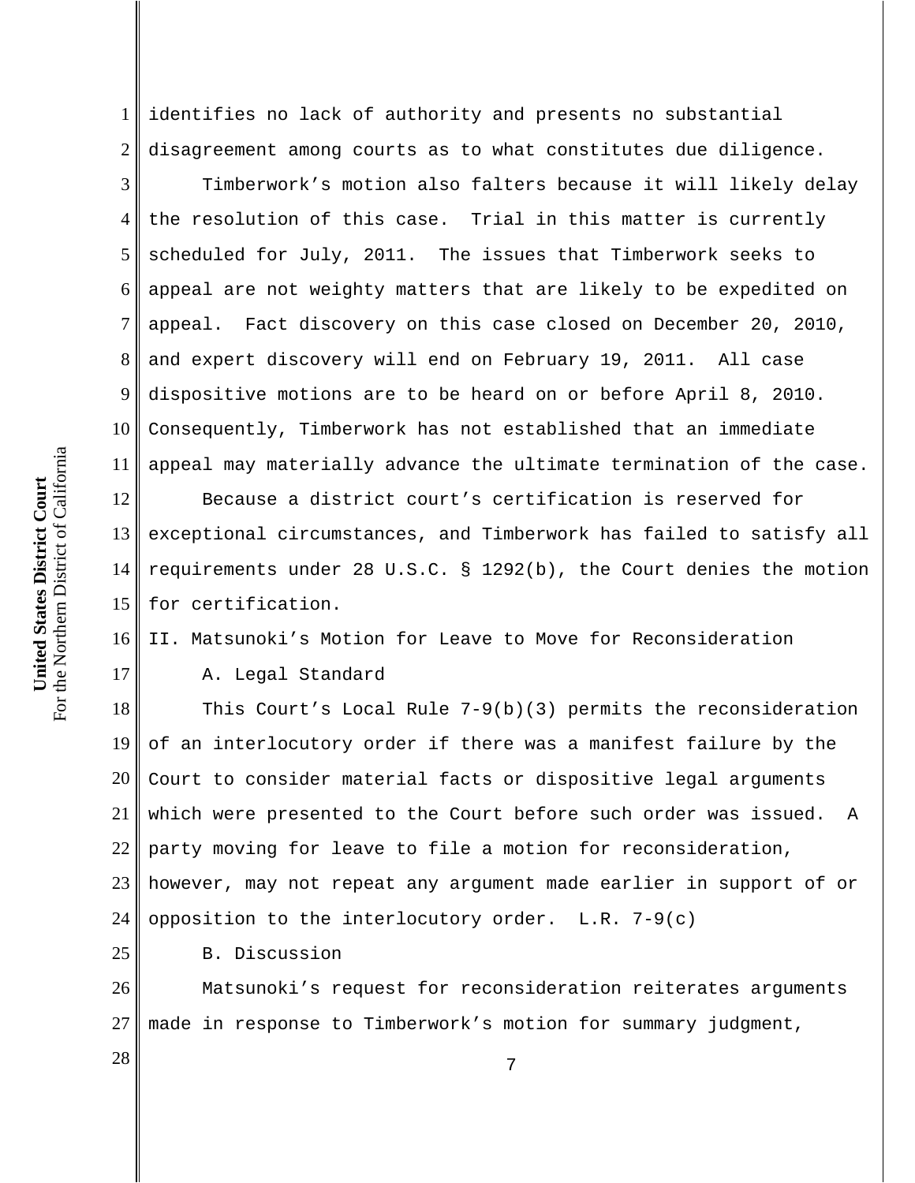identifies no lack of authority and presents no substantial disagreement among courts as to what constitutes due diligence.

Timberwork's motion also falters because it will likely delay the resolution of this case. Trial in this matter is currently scheduled for July, 2011. The issues that Timberwork seeks to appeal are not weighty matters that are likely to be expedited on appeal. Fact discovery on this case closed on December 20, 2010, and expert discovery will end on February 19, 2011. All case dispositive motions are to be heard on or before April 8, 2010. Consequently, Timberwork has not established that an immediate appeal may materially advance the ultimate termination of the case.

Because a district court's certification is reserved for exceptional circumstances, and Timberwork has failed to satisfy all requirements under 28 U.S.C. § 1292(b), the Court denies the motion for certification.

## II. Matsunoki's Motion for Leave to Move for Reconsideration

### A. Legal Standard

This Court's Local Rule 7-9(b)(3) permits the reconsideration of an interlocutory order if there was a manifest failure by the Court to consider material facts or dispositive legal arguments which were presented to the Court before such order was issued. A party moving for leave to file a motion for reconsideration, however, may not repeat any argument made earlier in support of or opposition to the interlocutory order. L.R. 7-9(c)

### B. Discussion

Matsunoki's request for reconsideration reiterates arguments made in response to Timberwork's motion for summary judgment,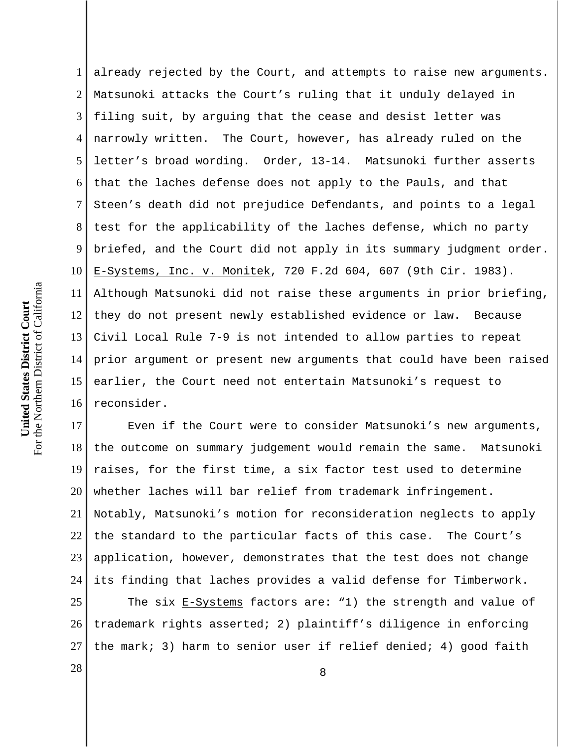already rejected by the Court, and attempts to raise new arguments. Matsunoki attacks the Court's ruling that it unduly delayed in filing suit, by arguing that the cease and desist letter was narrowly written. The Court, however, has already ruled on the letter's broad wording. Order, 13-14. Matsunoki further asserts that the laches defense does not apply to the Pauls, and that Steen's death did not prejudice Defendants, and points to a legal test for the applicability of the laches defense, which no party briefed, and the Court did not apply in its summary judgment order. E-Systems, Inc. v. Monitek, 720 F.2d 604, 607 (9th Cir. 1983). Although Matsunoki did not raise these arguments in prior briefing, they do not present newly established evidence or law. Because Civil Local Rule 7-9 is not intended to allow parties to repeat prior argument or present new arguments that could have been raised earlier, the Court need not entertain Matsunoki's request to reconsider.

Even if the Court were to consider Matsunoki's new arguments, the outcome on summary judgement would remain the same. Matsunoki raises, for the first time, a six factor test used to determine whether laches will bar relief from trademark infringement. Notably, Matsunoki's motion for reconsideration neglects to apply the standard to the particular facts of this case. The Court's application, however, demonstrates that the test does not change its finding that laches provides a valid defense for Timberwork.

The six E-Systems factors are: "1) the strength and value of trademark rights asserted; 2) plaintiff's diligence in enforcing the mark; 3) harm to senior user if relief denied; 4) good faith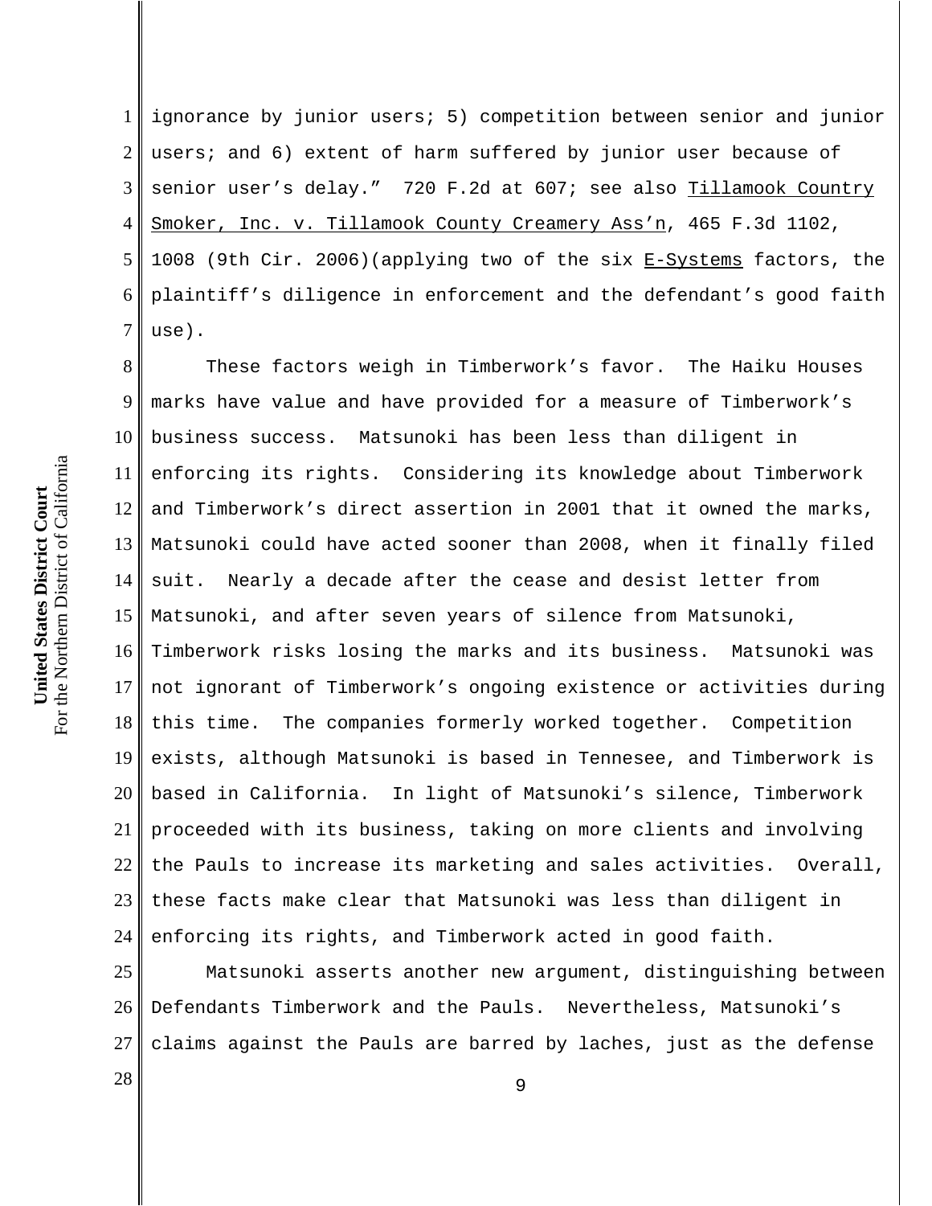ignorance by junior users; 5) competition between senior and junior users; and 6) extent of harm suffered by junior user because of senior user's delay." 720 F.2d at 607; see also Tillamook Country Smoker, Inc. v. Tillamook County Creamery Ass'n, 465 F.3d 1102, 1008 (9th Cir. 2006)(applying two of the six E-Systems factors, the plaintiff's diligence in enforcement and the defendant's good faith use).

These factors weigh in Timberwork's favor. The Haiku Houses marks have value and have provided for a measure of Timberwork's business success. Matsunoki has been less than diligent in enforcing its rights. Considering its knowledge about Timberwork and Timberwork's direct assertion in 2001 that it owned the marks, Matsunoki could have acted sooner than 2008, when it finally filed suit. Nearly a decade after the cease and desist letter from Matsunoki, and after seven years of silence from Matsunoki, Timberwork risks losing the marks and its business. Matsunoki was not ignorant of Timberwork's ongoing existence or activities during this time. The companies formerly worked together. Competition exists, although Matsunoki is based in Tennesee, and Timberwork is based in California. In light of Matsunoki's silence, Timberwork proceeded with its business, taking on more clients and involving the Pauls to increase its marketing and sales activities. Overall, these facts make clear that Matsunoki was less than diligent in enforcing its rights, and Timberwork acted in good faith.

Matsunoki asserts another new argument, distinguishing between Defendants Timberwork and the Pauls. Nevertheless, Matsunoki's claims against the Pauls are barred by laches, just as the defense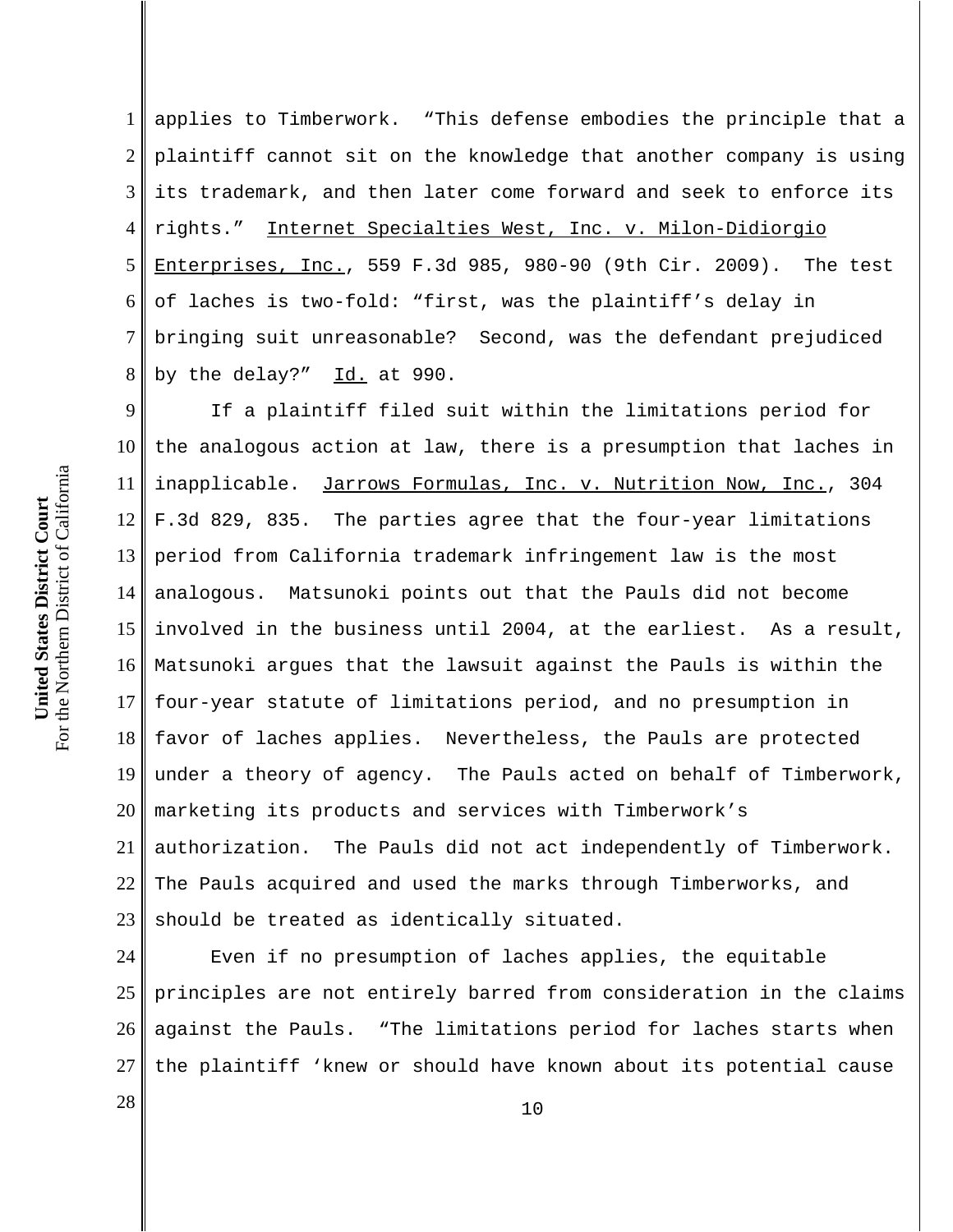applies to Timberwork. "This defense embodies the principle that a plaintiff cannot sit on the knowledge that another company is using its trademark, and then later come forward and seek to enforce its rights." Internet Specialties West, Inc. v. Milon-Didiorgio Enterprises, Inc., 559 F.3d 985, 980-90 (9th Cir. 2009). The test of laches is two-fold: "first, was the plaintiff's delay in bringing suit unreasonable? Second, was the defendant prejudiced by the delay?" Id. at 990.

If a plaintiff filed suit within the limitations period for the analogous action at law, there is a presumption that laches in inapplicable. Jarrows Formulas, Inc. v. Nutrition Now, Inc., 304 F.3d 829, 835. The parties agree that the four-year limitations period from California trademark infringement law is the most analogous. Matsunoki points out that the Pauls did not become involved in the business until 2004, at the earliest. As a result, Matsunoki argues that the lawsuit against the Pauls is within the four-year statute of limitations period, and no presumption in favor of laches applies. Nevertheless, the Pauls are protected under a theory of agency. The Pauls acted on behalf of Timberwork, marketing its products and services with Timberwork's authorization. The Pauls did not act independently of Timberwork. The Pauls acquired and used the marks through Timberworks, and should be treated as identically situated.

Even if no presumption of laches applies, the equitable principles are not entirely barred from consideration in the claims against the Pauls. "The limitations period for laches starts when the plaintiff 'knew or should have known about its potential cause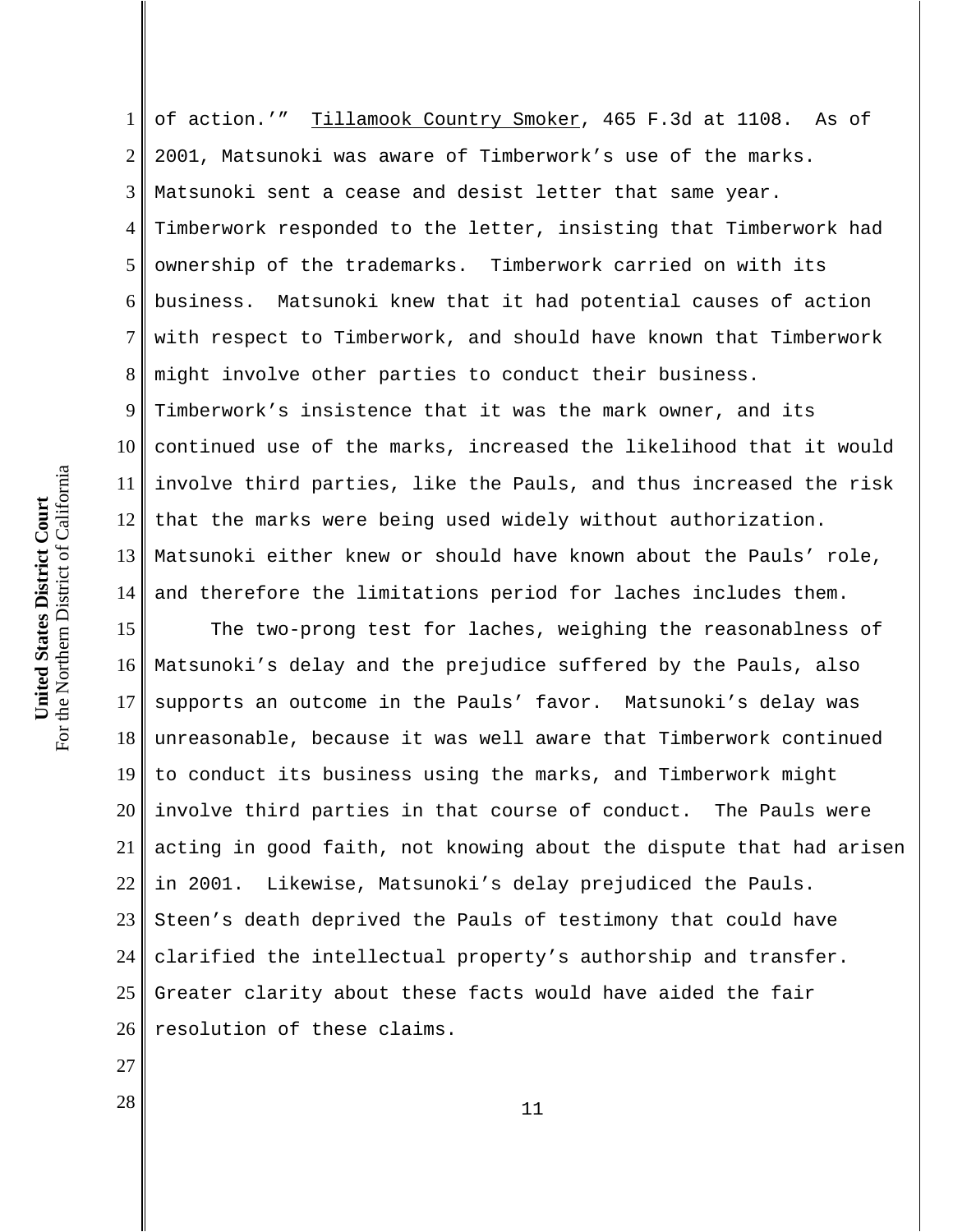of action.'" Tillamook Country Smoker, 465 F.3d at 1108. As of 2001, Matsunoki was aware of Timberwork's use of the marks. Matsunoki sent a cease and desist letter that same year. Timberwork responded to the letter, insisting that Timberwork had ownership of the trademarks. Timberwork carried on with its business. Matsunoki knew that it had potential causes of action with respect to Timberwork, and should have known that Timberwork might involve other parties to conduct their business. Timberwork's insistence that it was the mark owner, and its continued use of the marks, increased the likelihood that it would involve third parties, like the Pauls, and thus increased the risk that the marks were being used widely without authorization. Matsunoki either knew or should have known about the Pauls' role, and therefore the limitations period for laches includes them.

The two-prong test for laches, weighing the reasonablness of Matsunoki's delay and the prejudice suffered by the Pauls, also supports an outcome in the Pauls' favor. Matsunoki's delay was unreasonable, because it was well aware that Timberwork continued to conduct its business using the marks, and Timberwork might involve third parties in that course of conduct. The Pauls were acting in good faith, not knowing about the dispute that had arisen in 2001. Likewise, Matsunoki's delay prejudiced the Pauls. Steen's death deprived the Pauls of testimony that could have clarified the intellectual property's authorship and transfer. Greater clarity about these facts would have aided the fair resolution of these claims.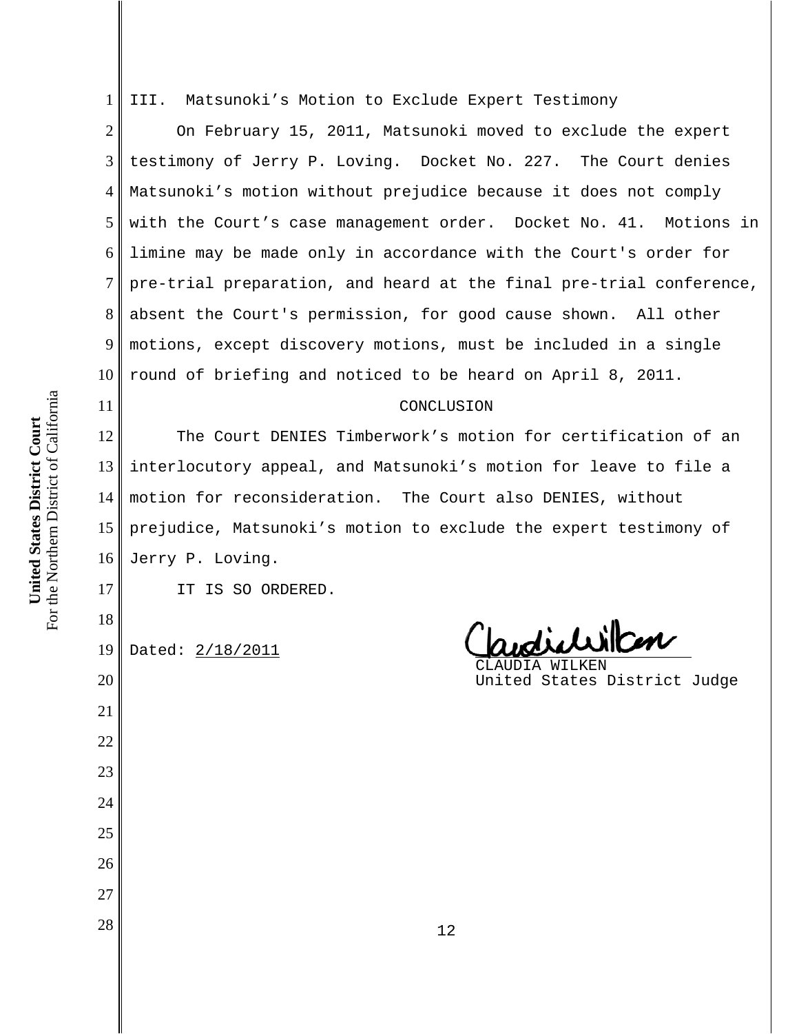### III. Matsunoki's Motion to Exclude Expert Testimony

On February 15, 2011, Matsunoki moved to exclude the expert testimony of Jerry P. Loving. Docket No. 227. The Court denies Matsunoki's motion without prejudice because it does not comply with the Court's case management order. Docket No. 41. Motions in limine may be made only in accordance with the Court's order for pre-trial preparation, and heard at the final pre-trial conference, absent the Court's permission, for good cause shown. All other motions, except discovery motions, must be included in a single round of briefing and noticed to be heard on April 8, 2011.

## CONCLUSION

The Court DENIES Timberwork's motion for certification of an interlocutory appeal, and Matsunoki's motion for leave to file a motion for reconsideration. The Court also DENIES, without prejudice, Matsunoki's motion to exclude the expert testimony of Jerry P. Loving.

IT IS SO ORDERED.

Dated: 2/18/2011

CLAUDIA WILKEN
United States District Judge